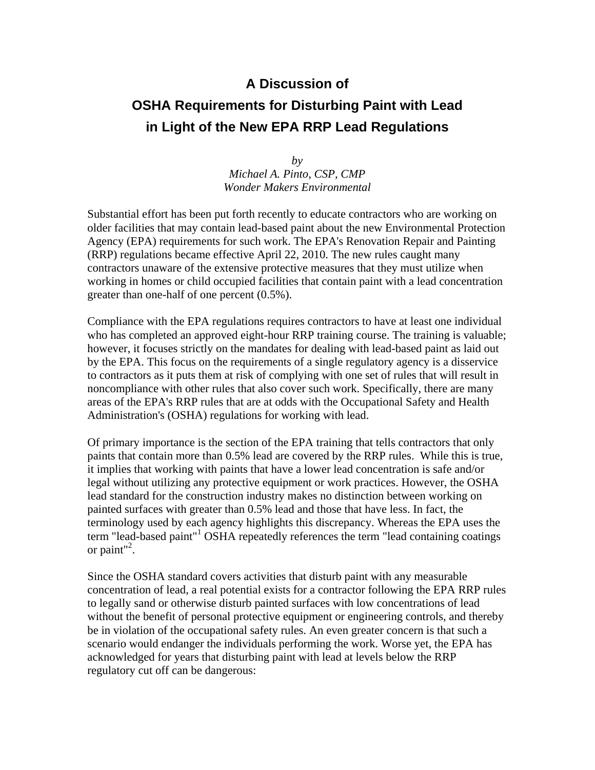# A Discussion of OSHA Requirements for Disturbing Paint with Lead in Light of the New EPA RRP Lead Regulations

*by*
*Michael A. Pinto, CSP, CMP*
*Wonder Makers Environmental*

Substantial effort has been put forth recently to educate contractors who are working on older facilities that may contain lead-based paint about the new Environmental Protection Agency (EPA) requirements for such work. The EPA's Renovation Repair and Painting (RRP) regulations became effective April 22, 2010. The new rules caught many contractors unaware of the extensive protective measures that they must utilize when working in homes or child occupied facilities that contain paint with a lead concentration greater than one-half of one percent (0.5%).

Compliance with the EPA regulations requires contractors to have at least one individual who has completed an approved eight-hour RRP training course. The training is valuable; however, it focuses strictly on the mandates for dealing with lead-based paint as laid out by the EPA. This focus on the requirements of a single regulatory agency is a disservice to contractors as it puts them at risk of complying with one set of rules that will result in noncompliance with other rules that also cover such work. Specifically, there are many areas of the EPA's RRP rules that are at odds with the Occupational Safety and Health Administration's (OSHA) regulations for working with lead.

Of primary importance is the section of the EPA training that tells contractors that only paints that contain more than 0.5% lead are covered by the RRP rules. While this is true, it implies that working with paints that have a lower lead concentration is safe and/or legal without utilizing any protective equipment or work practices. However, the OSHA lead standard for the construction industry makes no distinction between working on painted surfaces with greater than 0.5% lead and those that have less. In fact, the terminology used by each agency highlights this discrepancy. Whereas the EPA uses the term "lead-based paint"[1] OSHA repeatedly references the term "lead containing coatings or paint"[2].

Since the OSHA standard covers activities that disturb paint with any measurable concentration of lead, a real potential exists for a contractor following the EPA RRP rules to legally sand or otherwise disturb painted surfaces with low concentrations of lead without the benefit of personal protective equipment or engineering controls, and thereby be in violation of the occupational safety rules. An even greater concern is that such a scenario would endanger the individuals performing the work. Worse yet, the EPA has acknowledged for years that disturbing paint with lead at levels below the RRP regulatory cut off can be dangerous: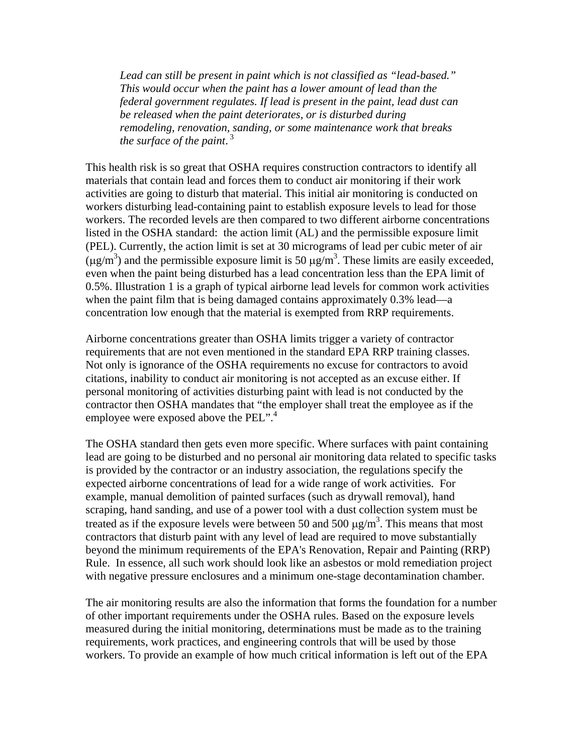*Lead can still be present in paint which is not classified as "lead-based." This would occur when the paint has a lower amount of lead than the federal government regulates. If lead is present in the paint, lead dust can be released when the paint deteriorates, or is disturbed during remodeling, renovation, sanding, or some maintenance work that breaks the surface of the paint.* [3]

This health risk is so great that OSHA requires construction contractors to identify all materials that contain lead and forces them to conduct air monitoring if their work activities are going to disturb that material. This initial air monitoring is conducted on workers disturbing lead-containing paint to establish exposure levels to lead for those workers. The recorded levels are then compared to two different airborne concentrations listed in the OSHA standard: the action limit (AL) and the permissible exposure limit (PEL). Currently, the action limit is set at 30 micrograms of lead per cubic meter of air ($\mu g/m^3$) and the permissible exposure limit is 50 $\mu g/m^3$. These limits are easily exceeded, even when the paint being disturbed has a lead concentration less than the EPA limit of 0.5%. Illustration 1 is a graph of typical airborne lead levels for common work activities when the paint film that is being damaged contains approximately 0.3% lead—a concentration low enough that the material is exempted from RRP requirements.

Airborne concentrations greater than OSHA limits trigger a variety of contractor requirements that are not even mentioned in the standard EPA RRP training classes. Not only is ignorance of the OSHA requirements no excuse for contractors to avoid citations, inability to conduct air monitoring is not accepted as an excuse either. If personal monitoring of activities disturbing paint with lead is not conducted by the contractor then OSHA mandates that "the employer shall treat the employee as if the employee were exposed above the PEL".[4]

The OSHA standard then gets even more specific. Where surfaces with paint containing lead are going to be disturbed and no personal air monitoring data related to specific tasks is provided by the contractor or an industry association, the regulations specify the expected airborne concentrations of lead for a wide range of work activities. For example, manual demolition of painted surfaces (such as drywall removal), hand scraping, hand sanding, and use of a power tool with a dust collection system must be treated as if the exposure levels were between 50 and 500 $\mu g/m^3$. This means that most contractors that disturb paint with any level of lead are required to move substantially beyond the minimum requirements of the EPA's Renovation, Repair and Painting (RRP) Rule. In essence, all such work should look like an asbestos or mold remediation project with negative pressure enclosures and a minimum one-stage decontamination chamber.

The air monitoring results are also the information that forms the foundation for a number of other important requirements under the OSHA rules. Based on the exposure levels measured during the initial monitoring, determinations must be made as to the training requirements, work practices, and engineering controls that will be used by those workers. To provide an example of how much critical information is left out of the EPA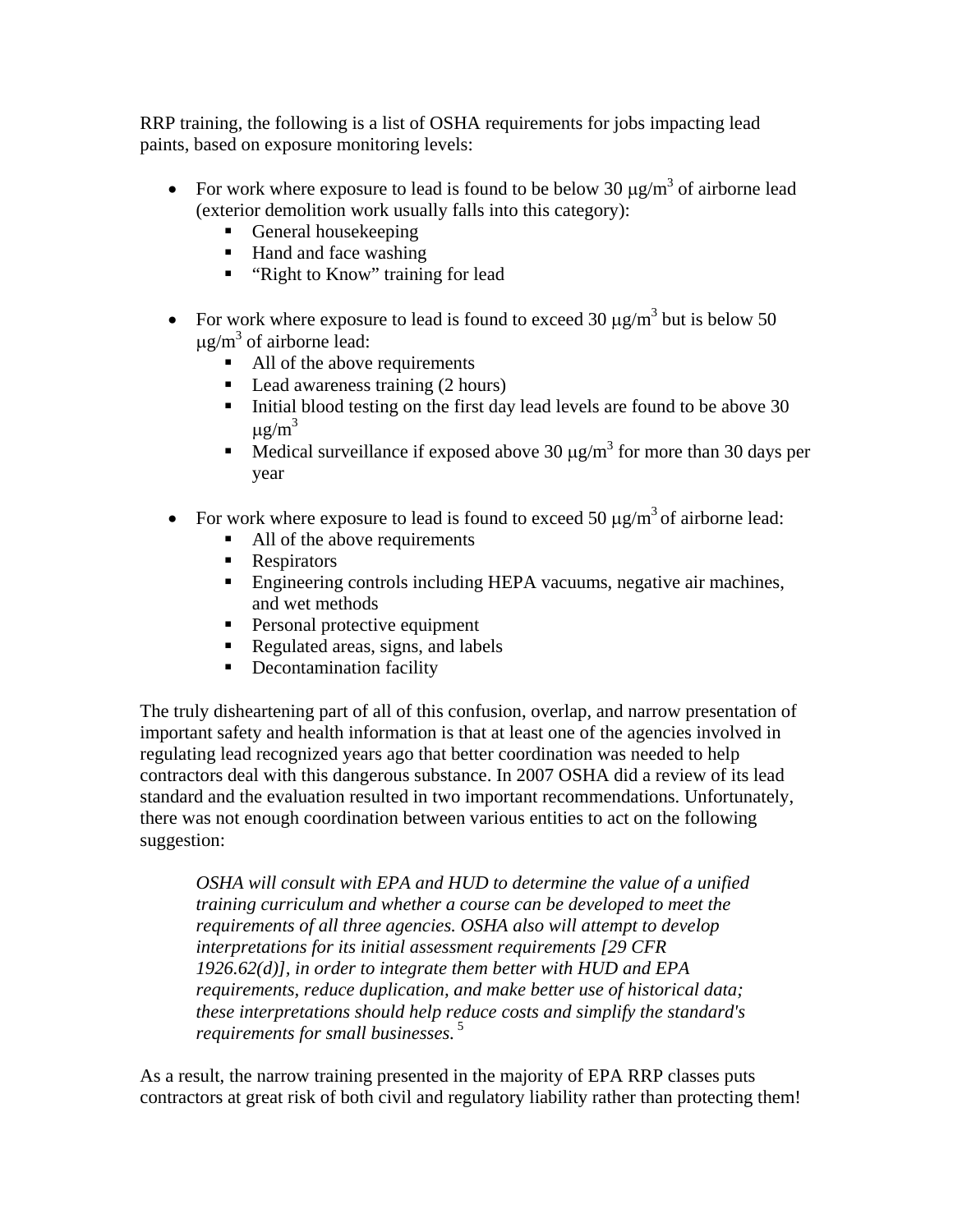RRP training, the following is a list of OSHA requirements for jobs impacting lead paints, based on exposure monitoring levels:

- For work where exposure to lead is found to be below 30 $\mu g/m^3$ of airborne lead (exterior demolition work usually falls into this category):
  - General housekeeping
  - Hand and face washing
  - "Right to Know" training for lead
- For work where exposure to lead is found to exceed 30 $\mu g/m^3$ but is below 50 $\mu g/m^3$ of airborne lead:
  - All of the above requirements
  - Lead awareness training (2 hours)
  - Initial blood testing on the first day lead levels are found to be above 30 $\mu g/m^3$
  - Medical surveillance if exposed above 30 $\mu g/m^3$ for more than 30 days per year
- For work where exposure to lead is found to exceed 50 $\mu g/m^3$ of airborne lead:
  - All of the above requirements
  - Respirators
  - Engineering controls including HEPA vacuums, negative air machines, and wet methods
  - Personal protective equipment
  - Regulated areas, signs, and labels
  - Decontamination facility

The truly disheartening part of all of this confusion, overlap, and narrow presentation of important safety and health information is that at least one of the agencies involved in regulating lead recognized years ago that better coordination was needed to help contractors deal with this dangerous substance. In 2007 OSHA did a review of its lead standard and the evaluation resulted in two important recommendations. Unfortunately, there was not enough coordination between various entities to act on the following suggestion:

> *OSHA will consult with EPA and HUD to determine the value of a unified training curriculum and whether a course can be developed to meet the requirements of all three agencies. OSHA also will attempt to develop interpretations for its initial assessment requirements [29 CFR 1926.62(d)], in order to integrate them better with HUD and EPA requirements, reduce duplication, and make better use of historical data; these interpretations should help reduce costs and simplify the standard's requirements for small businesses.* [5]

As a result, the narrow training presented in the majority of EPA RRP classes puts contractors at great risk of both civil and regulatory liability rather than protecting them!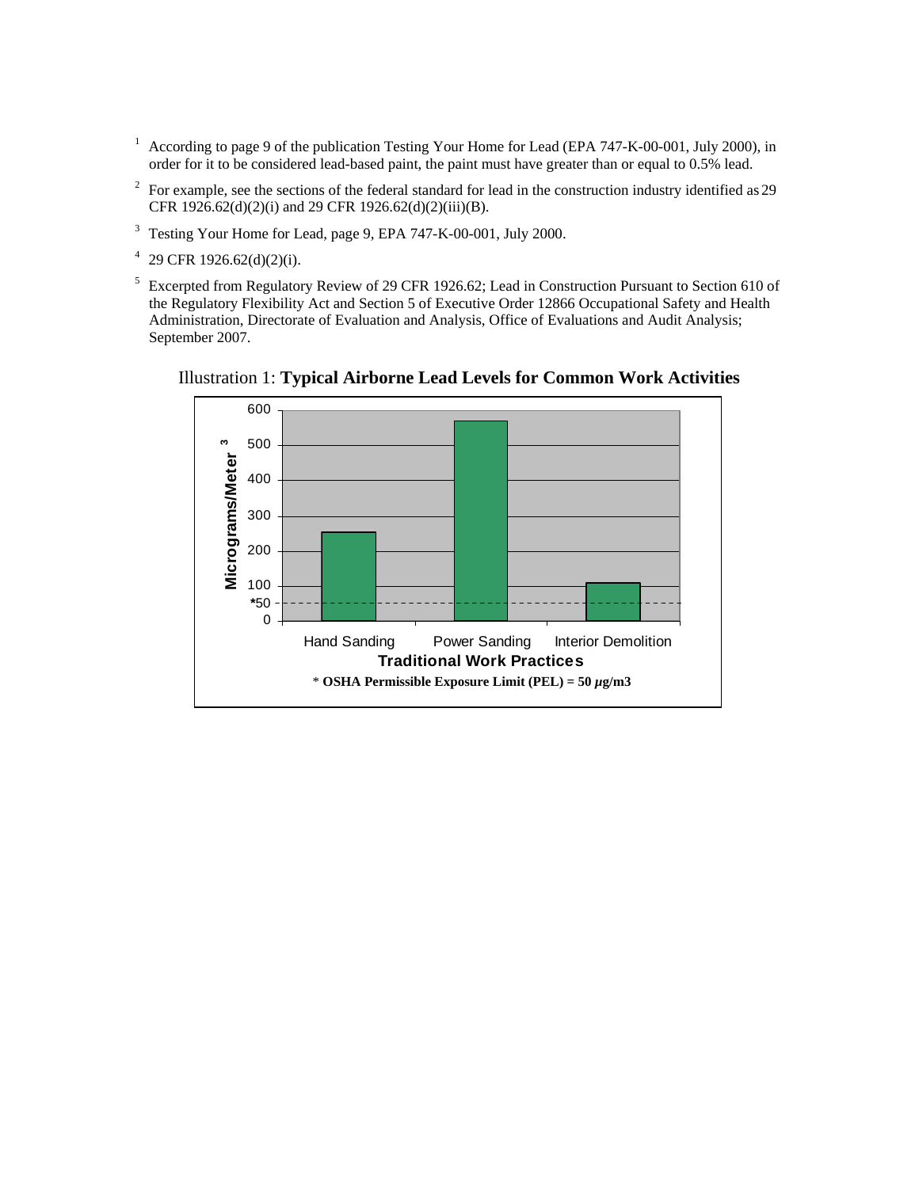[1] According to page 9 of the publication Testing Your Home for Lead (EPA 747-K-00-001, July 2000), in order for it to be considered lead-based paint, the paint must have greater than or equal to 0.5% lead.

[2] For example, see the sections of the federal standard for lead in the construction industry identified as 29 CFR 1926.62(d)(2)(i) and 29 CFR 1926.62(d)(2)(iii)(B).

[3] Testing Your Home for Lead, page 9, EPA 747-K-00-001, July 2000.

[4] 29 CFR 1926.62(d)(2)(i).

[5] Excerpted from Regulatory Review of 29 CFR 1926.62; Lead in Construction Pursuant to Section 610 of the Regulatory Flexibility Act and Section 5 of Executive Order 12866 Occupational Safety and Health Administration, Directorate of Evaluation and Analysis, Office of Evaluations and Audit Analysis; September 2007.

Illustration 1: **Typical Airborne Lead Levels for Common Work Activities**

Micrograms/Meter ³

600
500
400
300
200
100
*50
0

Hand Sanding
Power Sanding
Interior Demolition

**Traditional Work Practices**

\* **OSHA Permissible Exposure Limit (PEL) = 50 μg/m3**